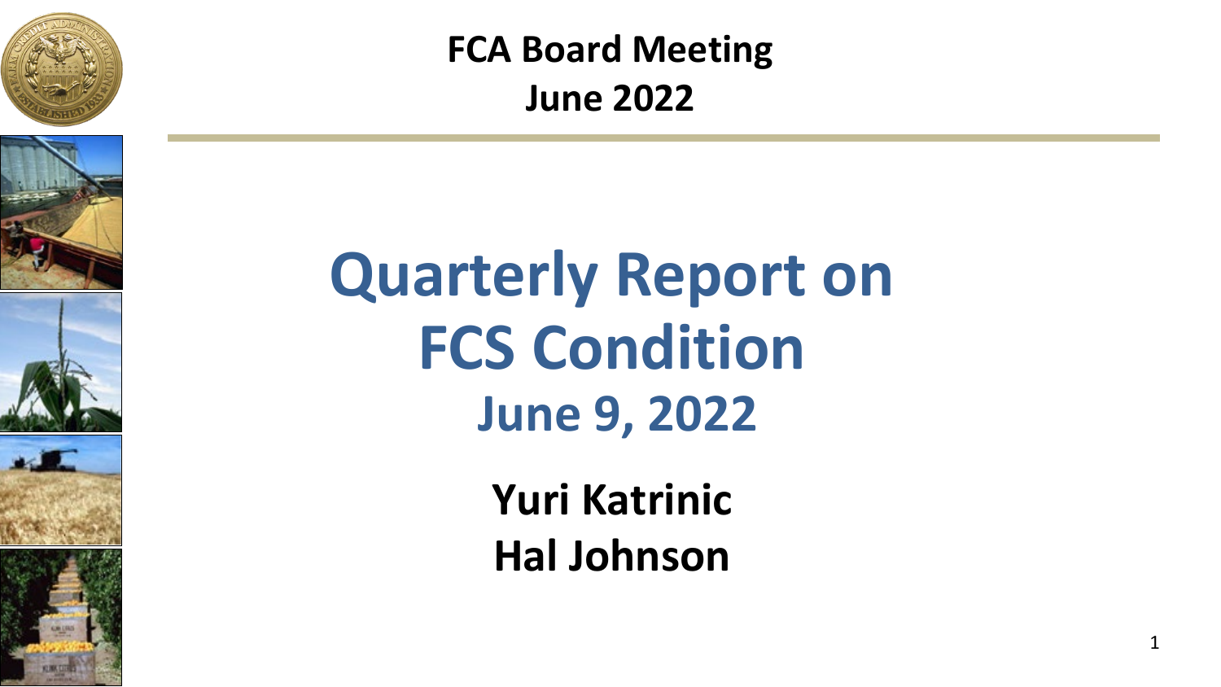**FCA Board Meeting**
**June 2022**

# Quarterly Report on FCS Condition

## June 9, 2022

**Yuri Katrinic**
**Hal Johnson**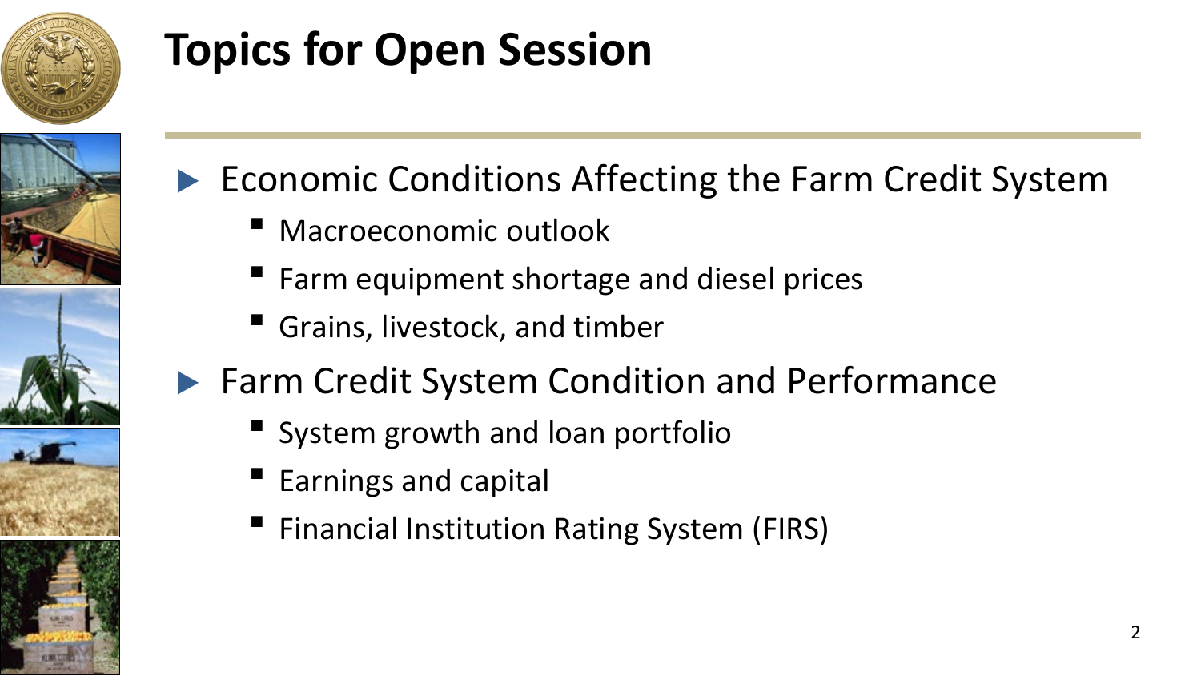# Topics for Open Session

- Economic Conditions Affecting the Farm Credit System
  - Macroeconomic outlook
  - Farm equipment shortage and diesel prices
  - Grains, livestock, and timber
- Farm Credit System Condition and Performance
  - System growth and loan portfolio
  - Earnings and capital
  - Financial Institution Rating System (FIRS)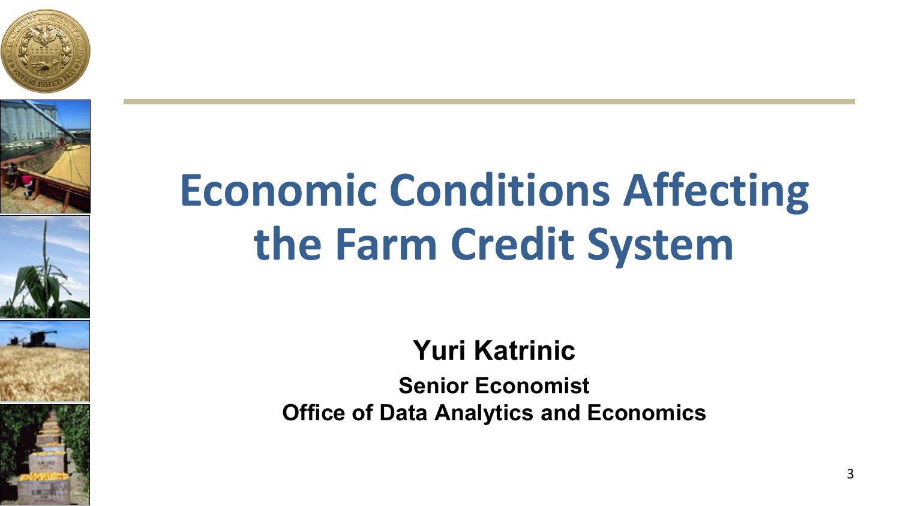# Economic Conditions Affecting the Farm Credit System

**Yuri Katrinic**

**Senior Economist**

**Office of Data Analytics and Economics**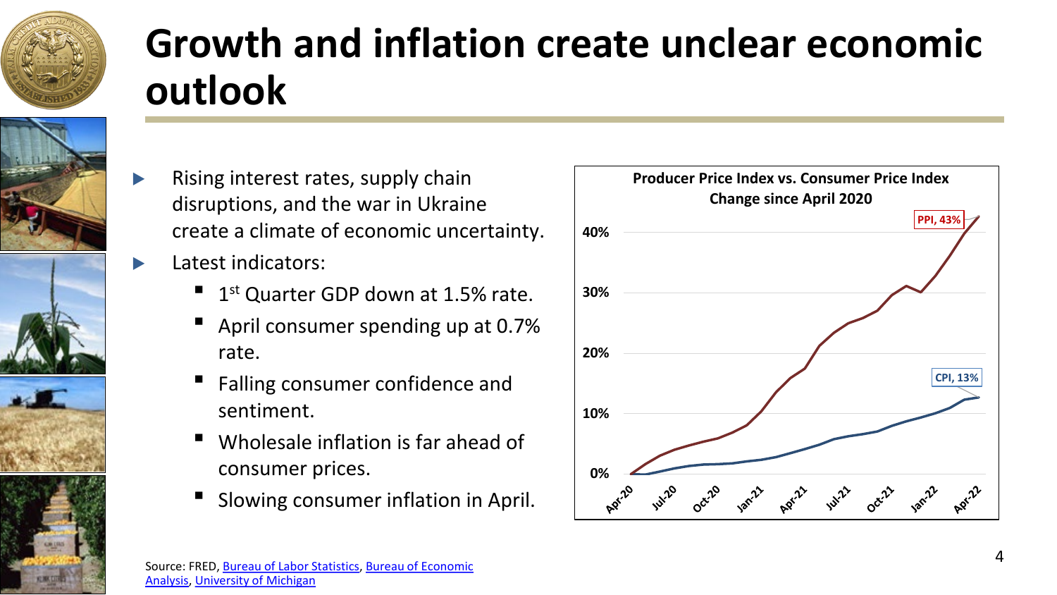# Growth and inflation create unclear economic outlook

- Rising interest rates, supply chain disruptions, and the war in Ukraine create a climate of economic uncertainty.
- Latest indicators:
  - 1st Quarter GDP down at 1.5% rate.
  - April consumer spending up at 0.7% rate.
  - Falling consumer confidence and sentiment.
  - Wholesale inflation is far ahead of consumer prices.
  - Slowing consumer inflation in April.

**Producer Price Index vs. Consumer Price Index**
**Change since April 2020**

PPI, 43%

CPI, 13%

Source: FRED, Bureau of Labor Statistics, Bureau of Economic Analysis, University of Michigan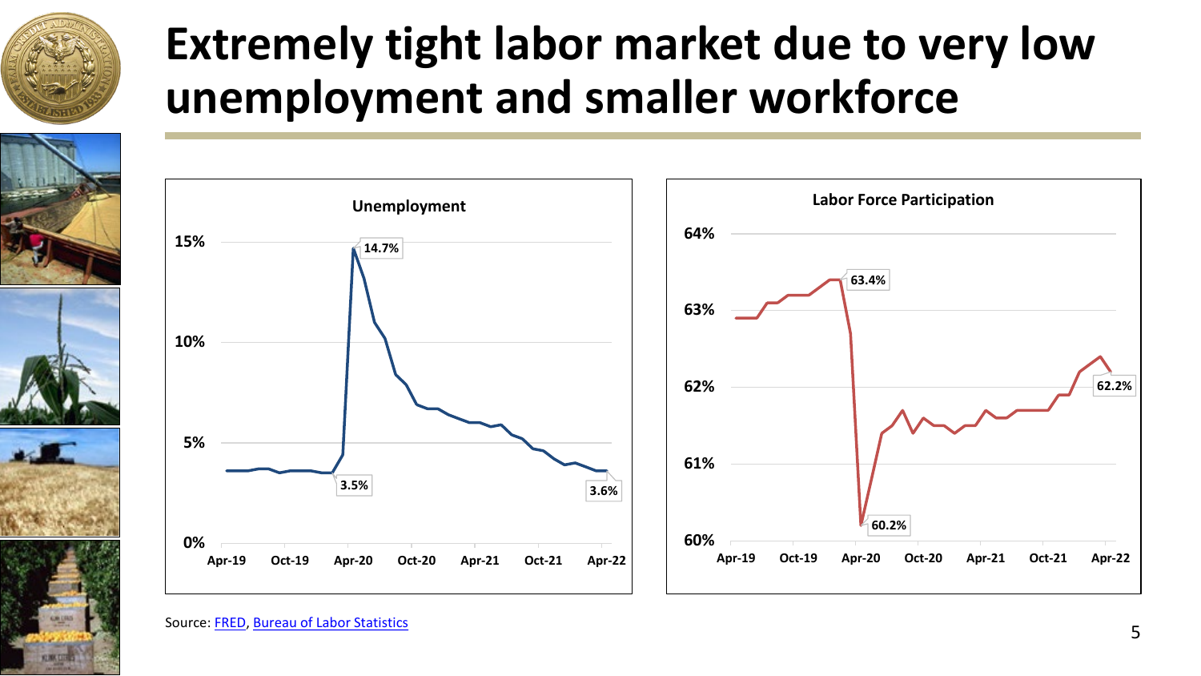# Extremely tight labor market due to very low unemployment and smaller workforce

**Unemployment**

- 15%, 10%, 5%, 0%
- Apr-19, Oct-19, Apr-20, Oct-20, Apr-21, Oct-21, Apr-22
- 3.5%, 14.7%, 3.6%

**Labor Force Participation**

- 64%, 63%, 62%, 61%, 60%
- Apr-19, Oct-19, Apr-20, Oct-20, Apr-21, Oct-21, Apr-22
- 63.4%, 60.2%, 62.2%

Source: FRED, Bureau of Labor Statistics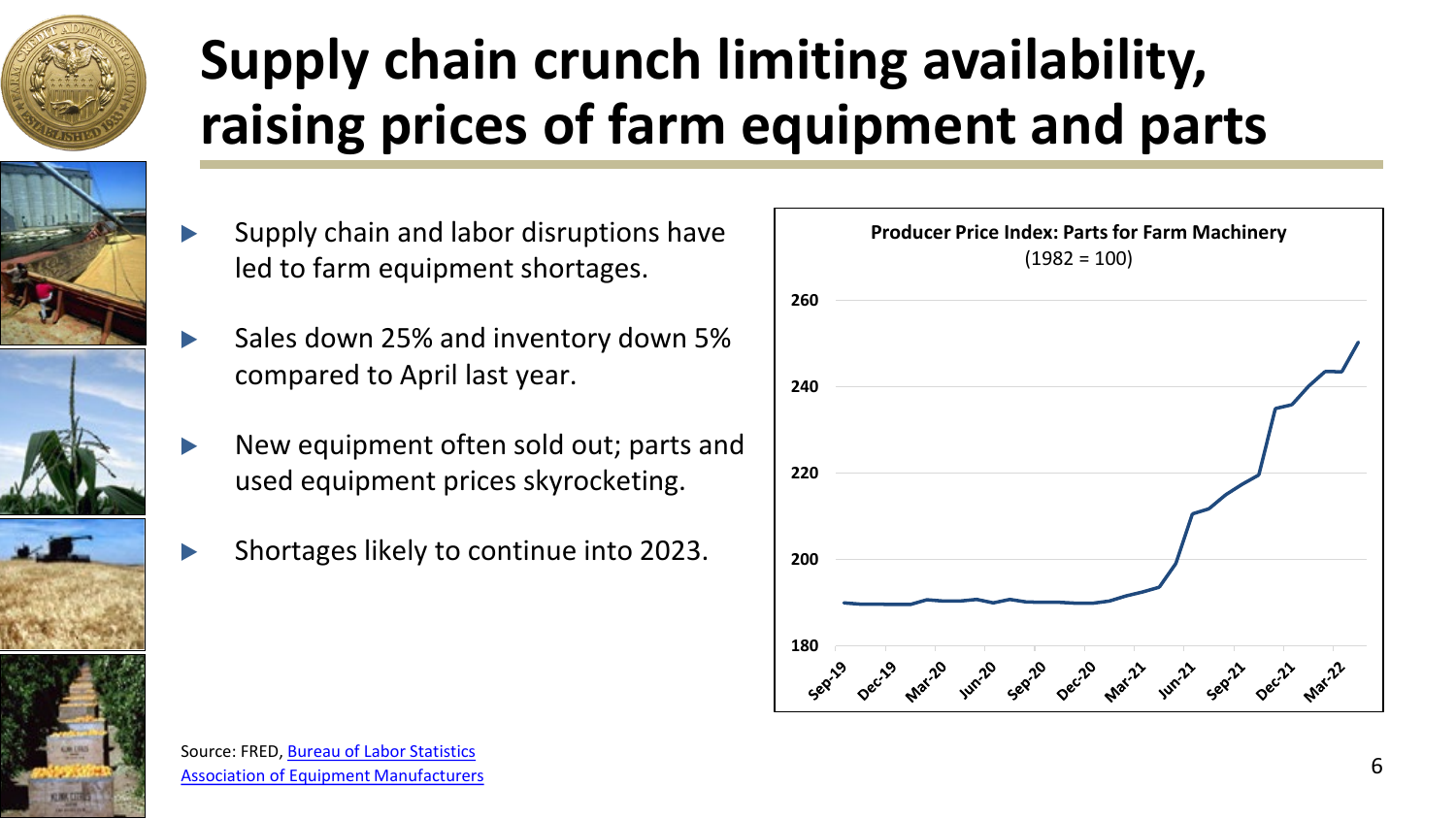# Supply chain crunch limiting availability, raising prices of farm equipment and parts

- Supply chain and labor disruptions have led to farm equipment shortages.
- Sales down 25% and inventory down 5% compared to April last year.
- New equipment often sold out; parts and used equipment prices skyrocketing.
- Shortages likely to continue into 2023.

**Producer Price Index: Parts for Farm Machinery**
(1982 = 100)

Source: FRED, [Bureau of Labor Statistics](#)
[Association of Equipment Manufacturers](#)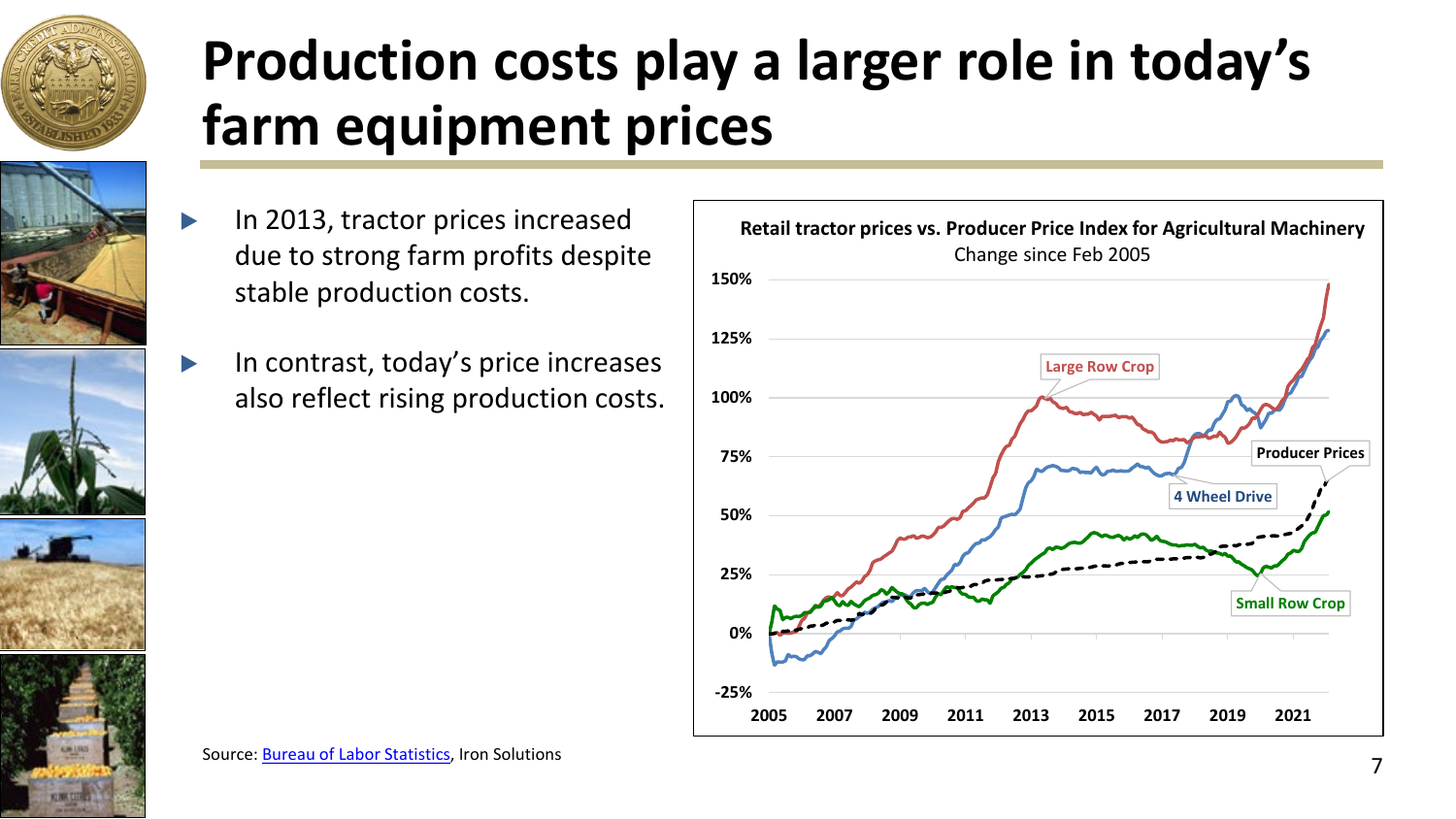# Production costs play a larger role in today's farm equipment prices

- In 2013, tractor prices increased due to strong farm profits despite stable production costs.
- In contrast, today's price increases also reflect rising production costs.

**Retail tractor prices vs. Producer Price Index for Agricultural Machinery**
Change since Feb 2005

Source: Bureau of Labor Statistics, Iron Solutions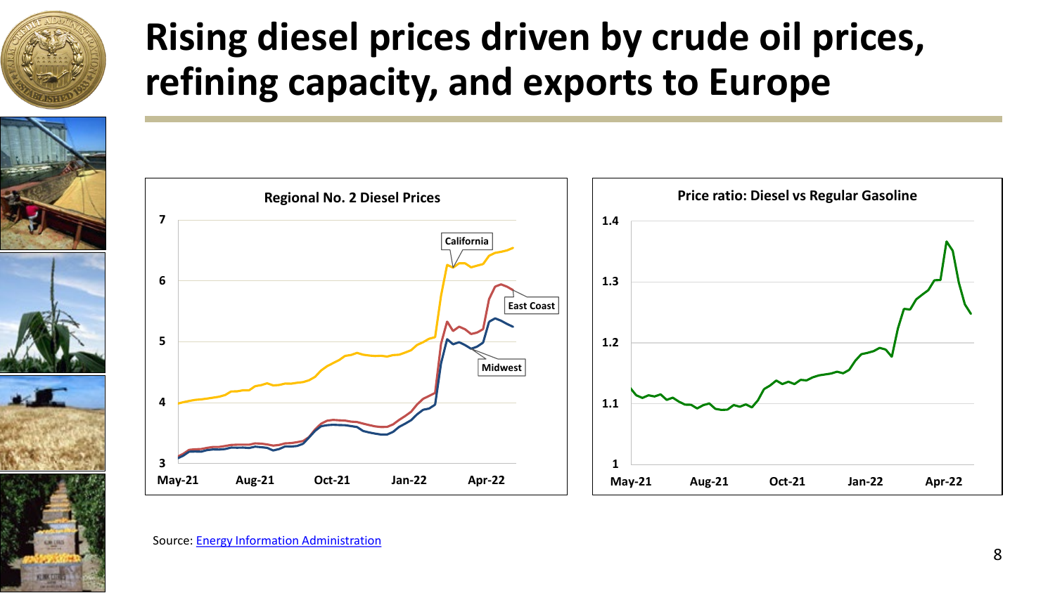# Rising diesel prices driven by crude oil prices, refining capacity, and exports to Europe

**Regional No. 2 Diesel Prices**

**Price ratio: Diesel vs Regular Gasoline**

Source: Energy Information Administration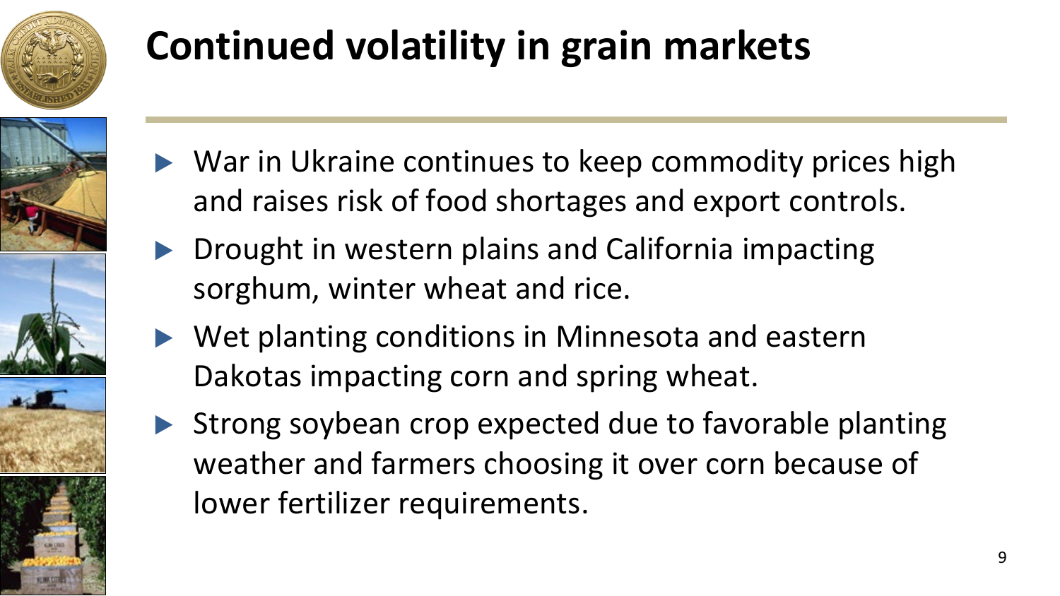# Continued volatility in grain markets

- War in Ukraine continues to keep commodity prices high and raises risk of food shortages and export controls.
- Drought in western plains and California impacting sorghum, winter wheat and rice.
- Wet planting conditions in Minnesota and eastern Dakotas impacting corn and spring wheat.
- Strong soybean crop expected due to favorable planting weather and farmers choosing it over corn because of lower fertilizer requirements.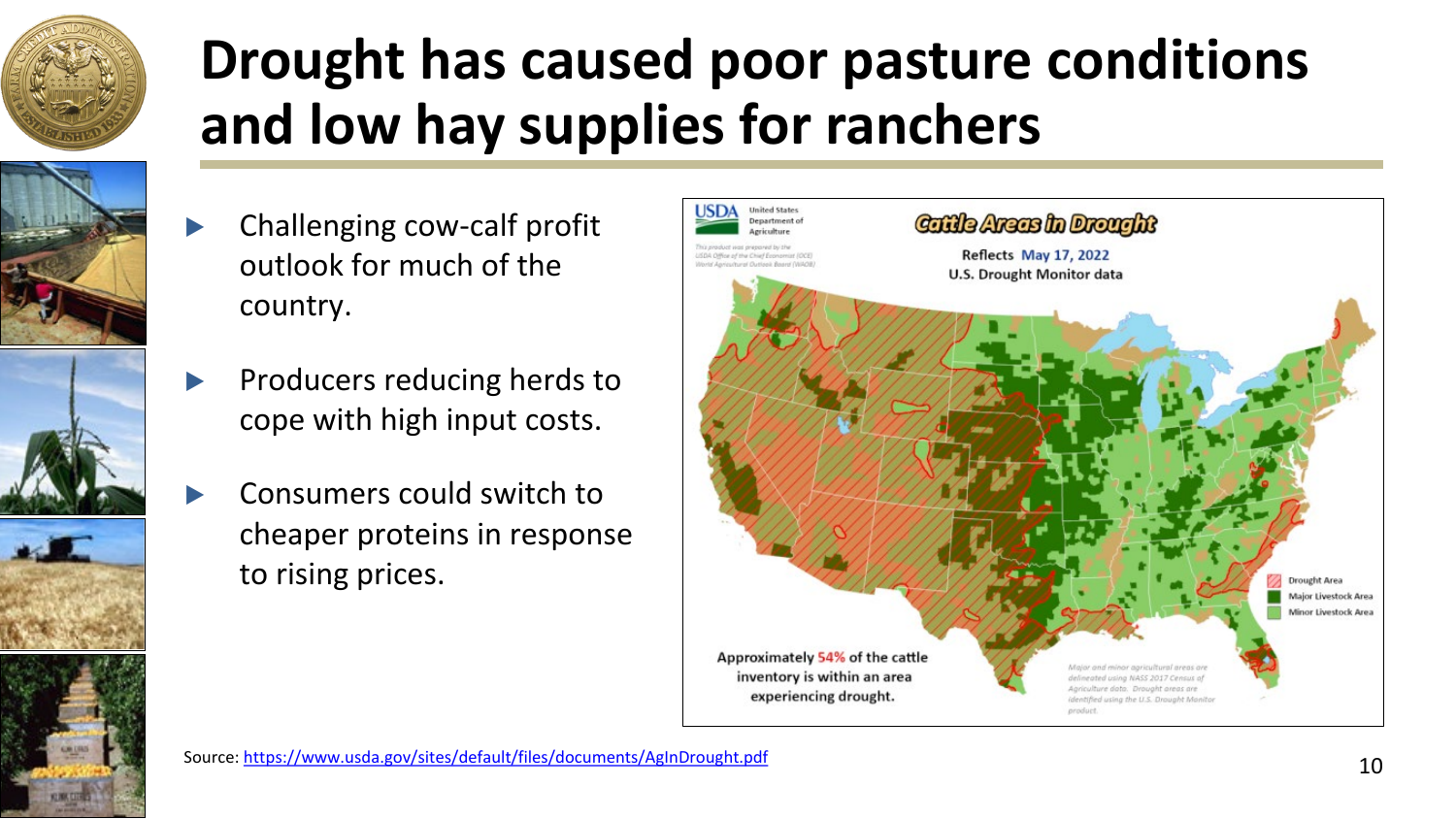# Drought has caused poor pasture conditions and low hay supplies for ranchers

- Challenging cow-calf profit outlook for much of the country.
- Producers reducing herds to cope with high input costs.
- Consumers could switch to cheaper proteins in response to rising prices.

USDA United States Department of Agriculture

*This product was prepared by the USDA Office of the Chief Economist (OCE) World Agricultural Outlook Board (WAOB)*

**Cattle Areas in Drought**

Reflects May 17, 2022
U.S. Drought Monitor data

Drought Area
Major Livestock Area
Minor Livestock Area

Approximately 54% of the cattle inventory is within an area experiencing drought.

*Major and minor agricultural areas are delineated using NASS 2017 Census of Agriculture data. Drought areas are identified using the U.S. Drought Monitor product.*

Source: https://www.usda.gov/sites/default/files/documents/AgInDrought.pdf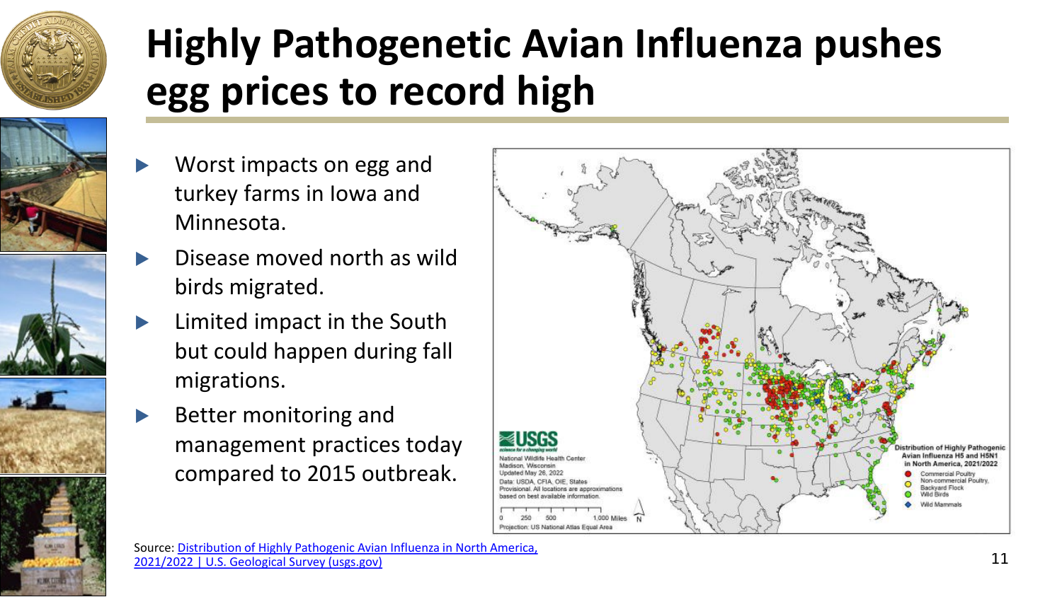# Highly Pathogenetic Avian Influenza pushes egg prices to record high

- Worst impacts on egg and turkey farms in Iowa and Minnesota.
- Disease moved north as wild birds migrated.
- Limited impact in the South but could happen during fall migrations.
- Better monitoring and management practices today compared to 2015 outbreak.

Source: [Distribution of Highly Pathogenic Avian Influenza in North America, 2021/2022 | U.S. Geological Survey (usgs.gov)]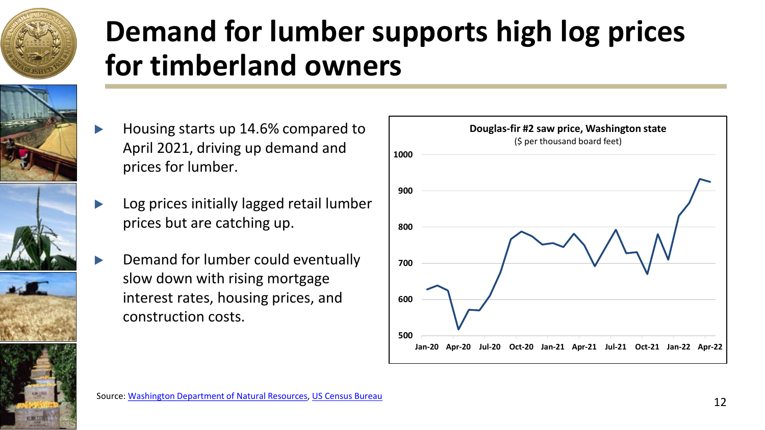# Demand for lumber supports high log prices for timberland owners

- Housing starts up 14.6% compared to April 2021, driving up demand and prices for lumber.
- Log prices initially lagged retail lumber prices but are catching up.
- Demand for lumber could eventually slow down with rising mortgage interest rates, housing prices, and construction costs.

**Douglas-fir #2 saw price, Washington state**
($ per thousand board feet)

Source: [Washington Department of Natural Resources](), [US Census Bureau]()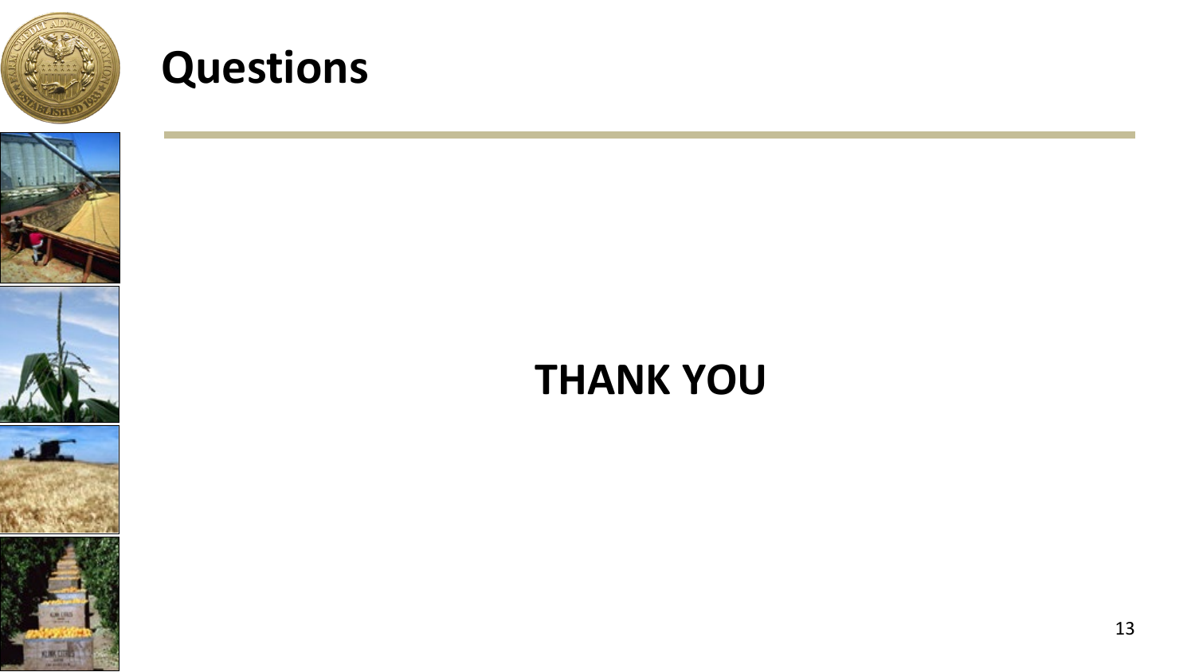# Questions

**THANK YOU**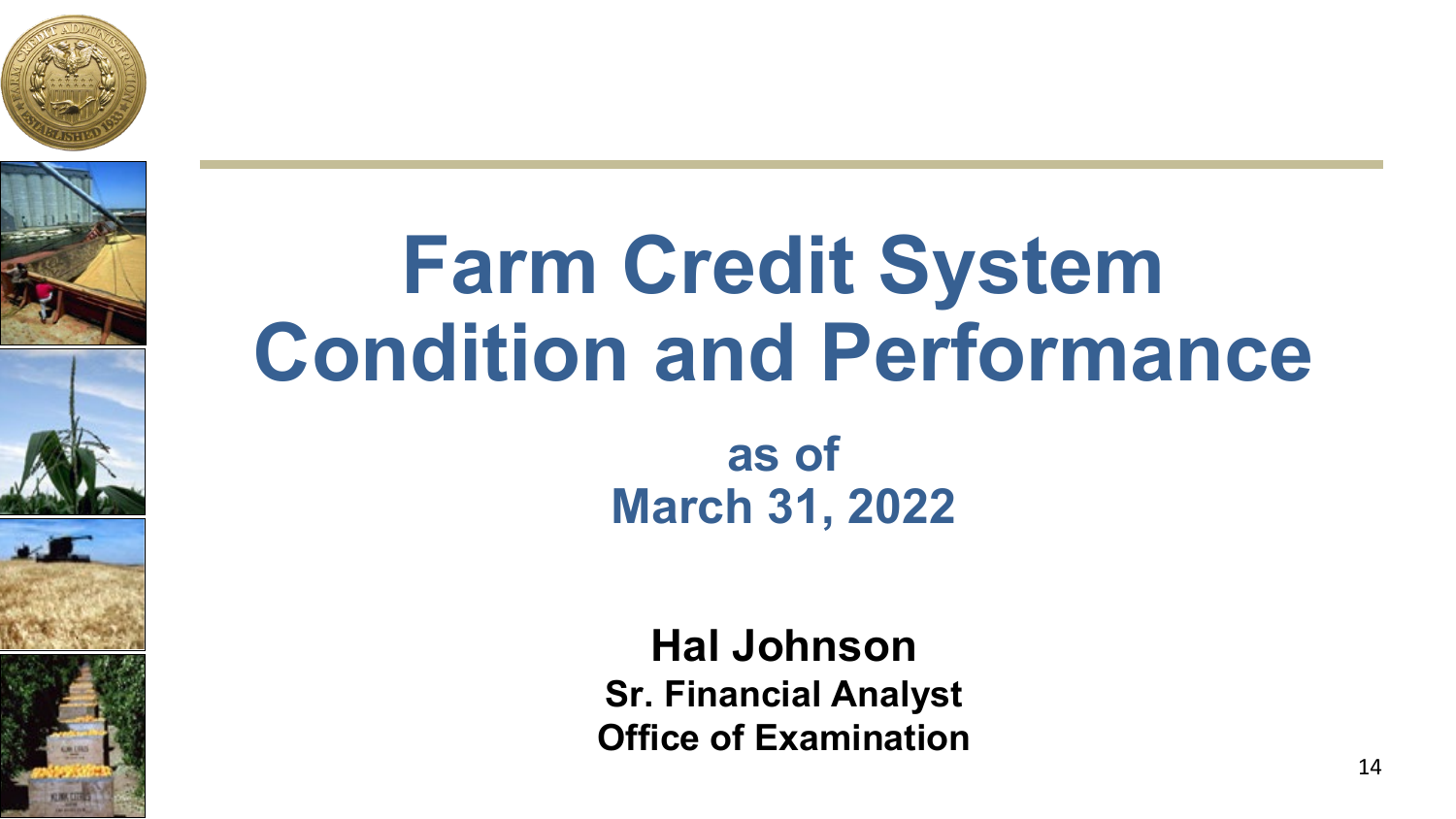# Farm Credit System Condition and Performance

**as of**
**March 31, 2022**

**Hal Johnson**
**Sr. Financial Analyst**
**Office of Examination**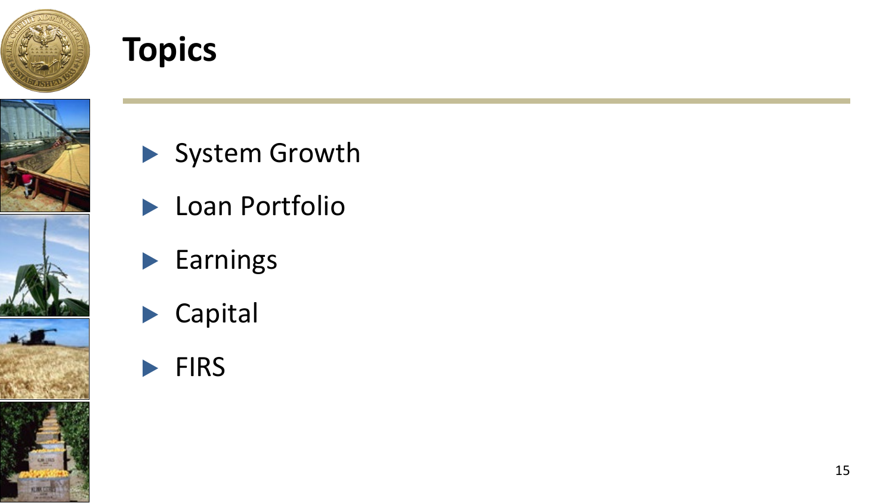# Topics

- System Growth
- Loan Portfolio
- Earnings
- Capital
- FIRS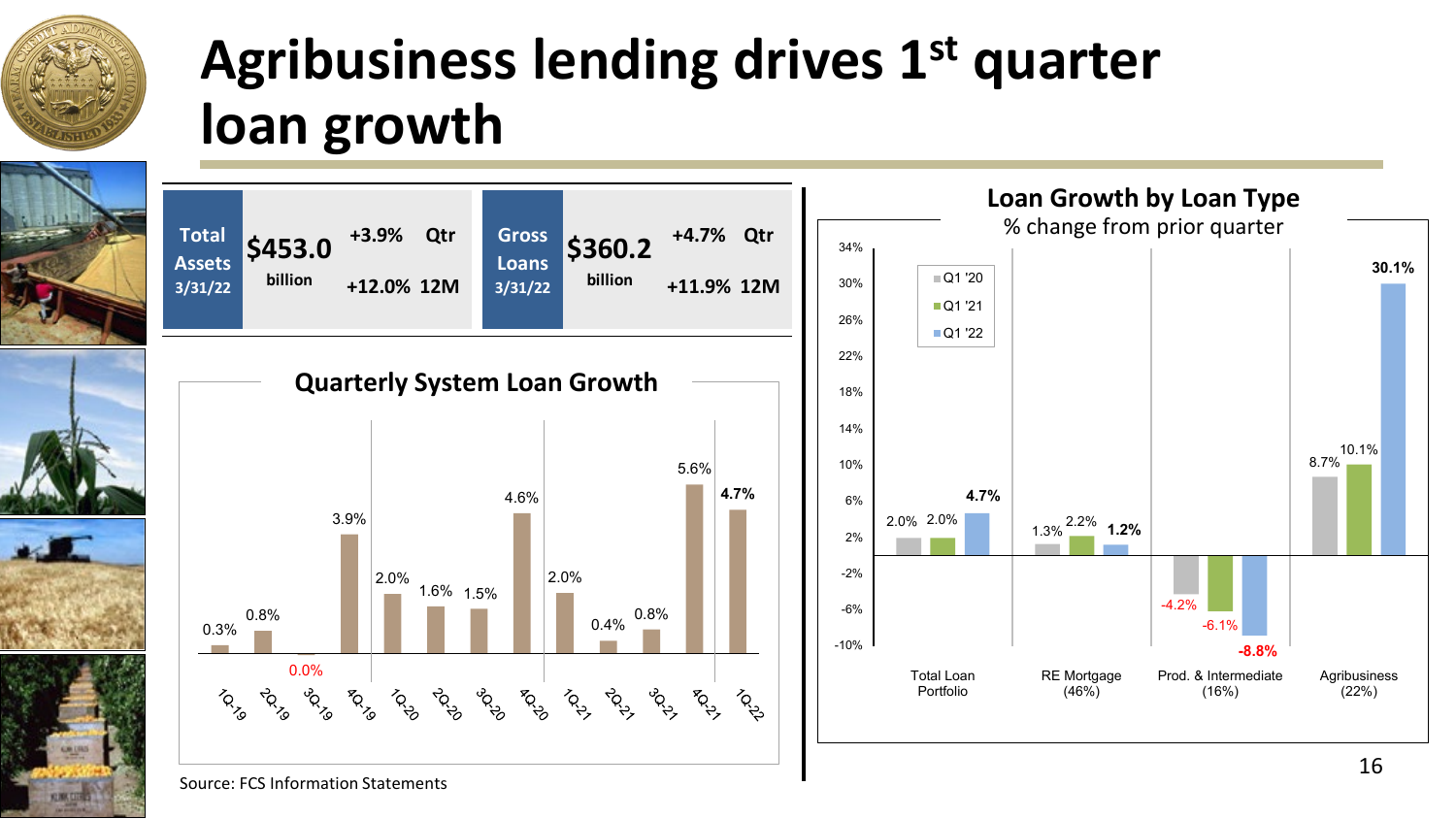# Agribusiness lending drives 1st quarter loan growth

| Total Assets 3/31/22 | $453.0 billion | +3.9% Qtr | +12.0% 12M |
|---|---|---|---|

| Gross Loans 3/31/22 | $360.2 billion | +4.7% Qtr | +11.9% 12M |
|---|---|---|---|

## Quarterly System Loan Growth

| Quarter | Growth |
|---|---|
| 1Q-19 | 0.3% |
| 2Q-19 | 0.8% |
| 3Q-19 | 0.0% |
| 4Q-19 | 3.9% |
| 1Q-20 | 2.0% |
| 2Q-20 | 1.6% |
| 3Q-20 | 1.5% |
| 4Q-20 | 4.6% |
| 1Q-21 | 2.0% |
| 2Q-21 | 0.4% |
| 3Q-21 | 0.8% |
| 4Q-21 | 5.6% |
| 1Q-22 | 4.7% |

## Loan Growth by Loan Type

% change from prior quarter

| Loan Type | Q1 '20 | Q1 '21 | Q1 '22 |
|---|---|---|---|
| Total Loan Portfolio | 2.0% | 2.0% | 4.7% |
| RE Mortgage (46%) | 1.3% | 2.2% | 1.2% |
| Prod. & Intermediate (16%) | -4.2% | -6.1% | -8.8% |
| Agribusiness (22%) | 8.7% | 10.1% | 30.1% |

Source: FCS Information Statements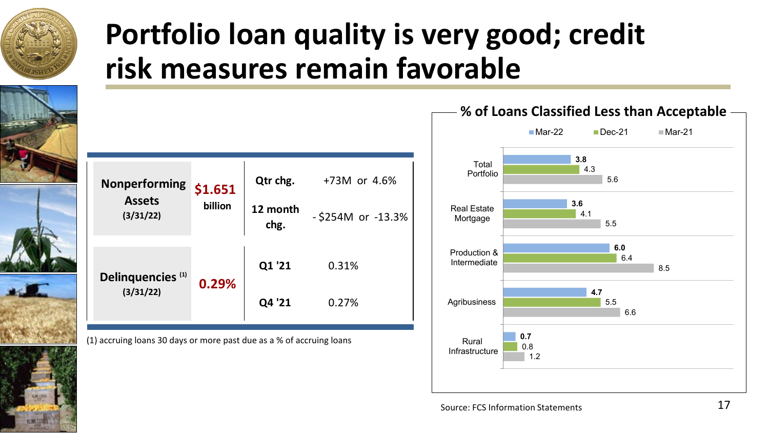# Portfolio loan quality is very good; credit risk measures remain favorable

| | | | |
|---|---|---|---|
| **Nonperforming Assets** (3/31/22) | **$1.651** billion | **Qtr chg.** | +73M or 4.6% |
| | | **12 month chg.** | - $254M or -13.3% |
| **Delinquencies** [(1)] (3/31/22) | **0.29%** | **Q1 '21** | 0.31% |
| | | **Q4 '21** | 0.27% |

(1) accruing loans 30 days or more past due as a % of accruing loans

## % of Loans Classified Less than Acceptable

| | Mar-22 | Dec-21 | Mar-21 |
|---|---|---|---|
| Total Portfolio | 3.8 | 4.3 | 5.6 |
| Real Estate Mortgage | 3.6 | 4.1 | 5.5 |
| Production & Intermediate | 6.0 | 6.4 | 8.5 |
| Agribusiness | 4.7 | 5.5 | 6.6 |
| Rural Infrastructure | 0.7 | 0.8 | 1.2 |

Source: FCS Information Statements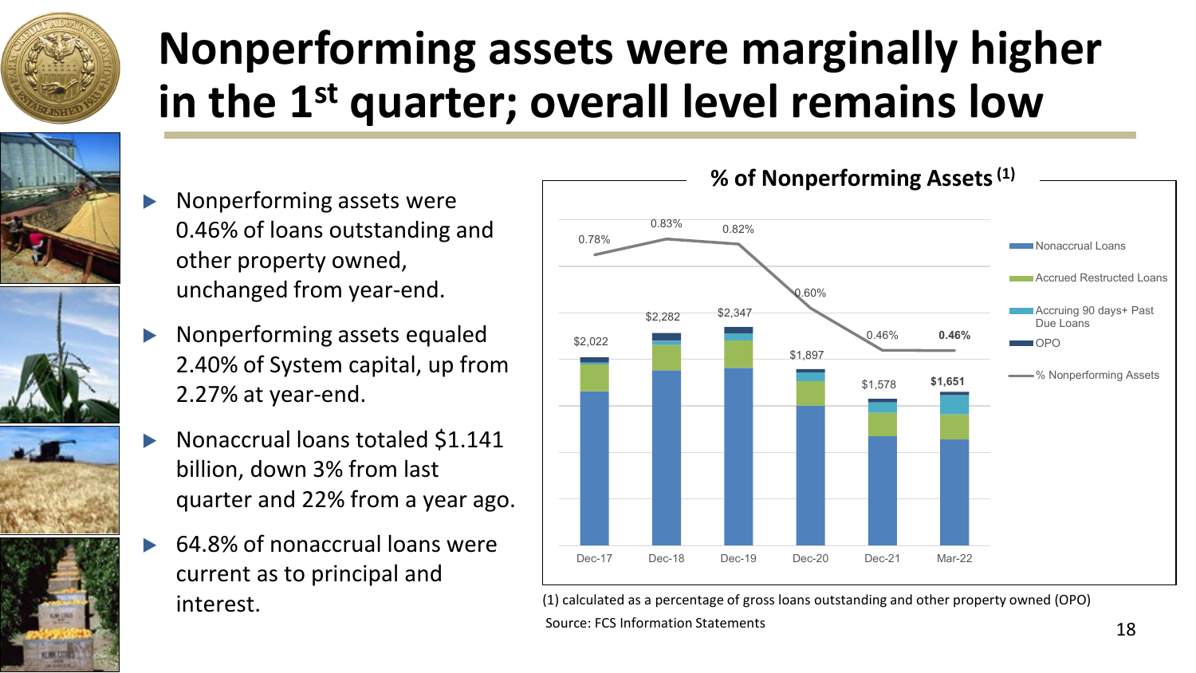# Nonperforming assets were marginally higher in the 1st quarter; overall level remains low

- Nonperforming assets were 0.46% of loans outstanding and other property owned, unchanged from year-end.
- Nonperforming assets equaled 2.40% of System capital, up from 2.27% at year-end.
- Nonaccrual loans totaled $1.141 billion, down 3% from last quarter and 22% from a year ago.
- 64.8% of nonaccrual loans were current as to principal and interest.

**% of Nonperforming Assets (1)**

| | Dec-17 | Dec-18 | Dec-19 | Dec-20 | Dec-21 | Mar-22 |
|---|---|---|---|---|---|---|
| Total nonperforming assets | $2,022 | $2,282 | $2,347 | $1,897 | $1,578 | $1,651 |
| % Nonperforming Assets | 0.78% | 0.83% | 0.82% | 0.60% | 0.46% | 0.46% |

Legend: Nonaccrual Loans; Accrued Restructed Loans; Accruing 90 days+ Past Due Loans; OPO; % Nonperforming Assets

(1) calculated as a percentage of gross loans outstanding and other property owned (OPO)

Source: FCS Information Statements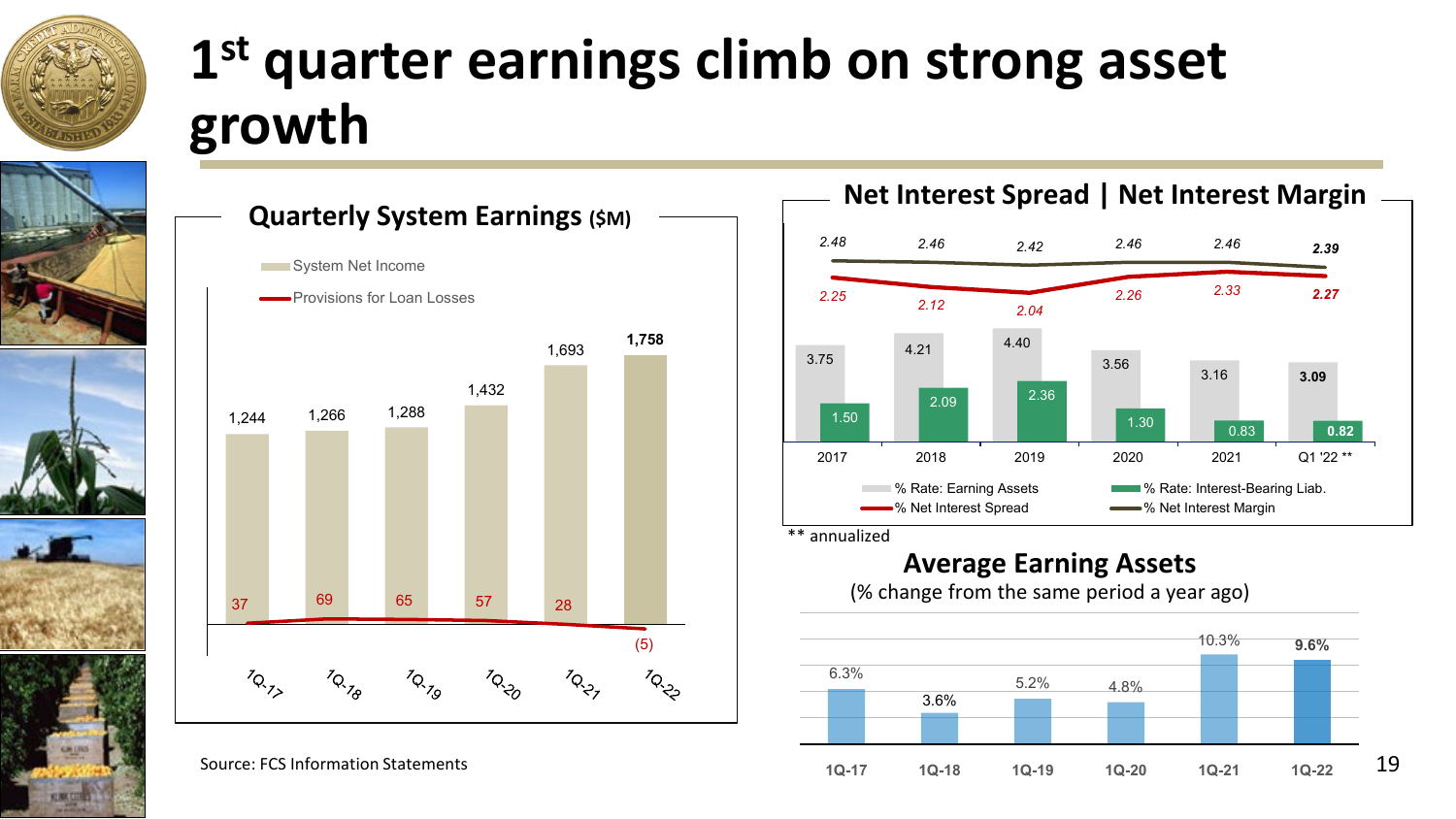# 1st quarter earnings climb on strong asset growth

## Quarterly System Earnings ($M)

| | 1Q-17 | 1Q-18 | 1Q-19 | 1Q-20 | 1Q-21 | 1Q-22 |
|---|---|---|---|---|---|---|
| System Net Income | 1,244 | 1,266 | 1,288 | 1,432 | 1,693 | 1,758 |
| Provisions for Loan Losses | 37 | 69 | 65 | 57 | 28 | (5) |

## Net Interest Spread | Net Interest Margin

| | 2017 | 2018 | 2019 | 2020 | 2021 | Q1 '22 ** |
|---|---|---|---|---|---|---|
| % Rate: Earning Assets | 3.75 | 4.21 | 4.40 | 3.56 | 3.16 | 3.09 |
| % Rate: Interest-Bearing Liab. | 1.50 | 2.09 | 2.36 | 1.30 | 0.83 | 0.82 |
| % Net Interest Spread | 2.25 | 2.12 | 2.04 | 2.26 | 2.33 | 2.27 |
| % Net Interest Margin | 2.48 | 2.46 | 2.42 | 2.46 | 2.46 | 2.39 |

** annualized

## Average Earning Assets

(% change from the same period a year ago)

| 1Q-17 | 1Q-18 | 1Q-19 | 1Q-20 | 1Q-21 | 1Q-22 |
|---|---|---|---|---|---|
| 6.3% | 3.6% | 5.2% | 4.8% | 10.3% | 9.6% |

Source: FCS Information Statements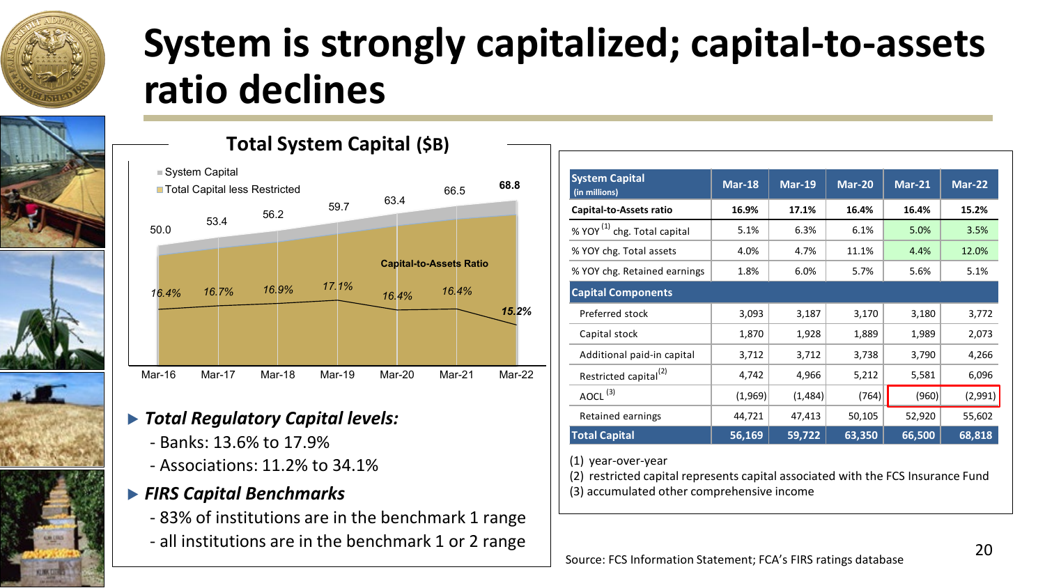# System is strongly capitalized; capital-to-assets ratio declines

## Total System Capital ($B)

- System Capital
- Total Capital less Restricted

| | Mar-16 | Mar-17 | Mar-18 | Mar-19 | Mar-20 | Mar-21 | Mar-22 |
|---|---|---|---|---|---|---|---|
| System Capital ($B) | 50.0 | 53.4 | 56.2 | 59.7 | 63.4 | 66.5 | 68.8 |
| Capital-to-Assets Ratio | 16.4% | 16.7% | 16.9% | 17.1% | 16.4% | 16.4% | 15.2% |

- ***Total Regulatory Capital levels:***
  - Banks: 13.6% to 17.9%
  - Associations: 11.2% to 34.1%
- ***FIRS Capital Benchmarks***
  - 83% of institutions are in the benchmark 1 range
  - all institutions are in the benchmark 1 or 2 range

| System Capital (in millions) | Mar-18 | Mar-19 | Mar-20 | Mar-21 | Mar-22 |
|---|---|---|---|---|---|
| **Capital-to-Assets ratio** | **16.9%** | **17.1%** | **16.4%** | **16.4%** | **15.2%** |
| % YOY [1] chg. Total capital | 5.1% | 6.3% | 6.1% | 5.0% | 3.5% |
| % YOY chg. Total assets | 4.0% | 4.7% | 11.1% | 4.4% | 12.0% |
| % YOY chg. Retained earnings | 1.8% | 6.0% | 5.7% | 5.6% | 5.1% |
| **Capital Components** | | | | | |
| Preferred stock | 3,093 | 3,187 | 3,170 | 3,180 | 3,772 |
| Capital stock | 1,870 | 1,928 | 1,889 | 1,989 | 2,073 |
| Additional paid-in capital | 3,712 | 3,712 | 3,738 | 3,790 | 4,266 |
| Restricted capital [2] | 4,742 | 4,966 | 5,212 | 5,581 | 6,096 |
| AOCL [3] | (1,969) | (1,484) | (764) | (960) | (2,991) |
| Retained earnings | 44,721 | 47,413 | 50,105 | 52,920 | 55,602 |
| **Total Capital** | **56,169** | **59,722** | **63,350** | **66,500** | **68,818** |

(1) year-over-year
(2) restricted capital represents capital associated with the FCS Insurance Fund
(3) accumulated other comprehensive income

Source: FCS Information Statement; FCA's FIRS ratings database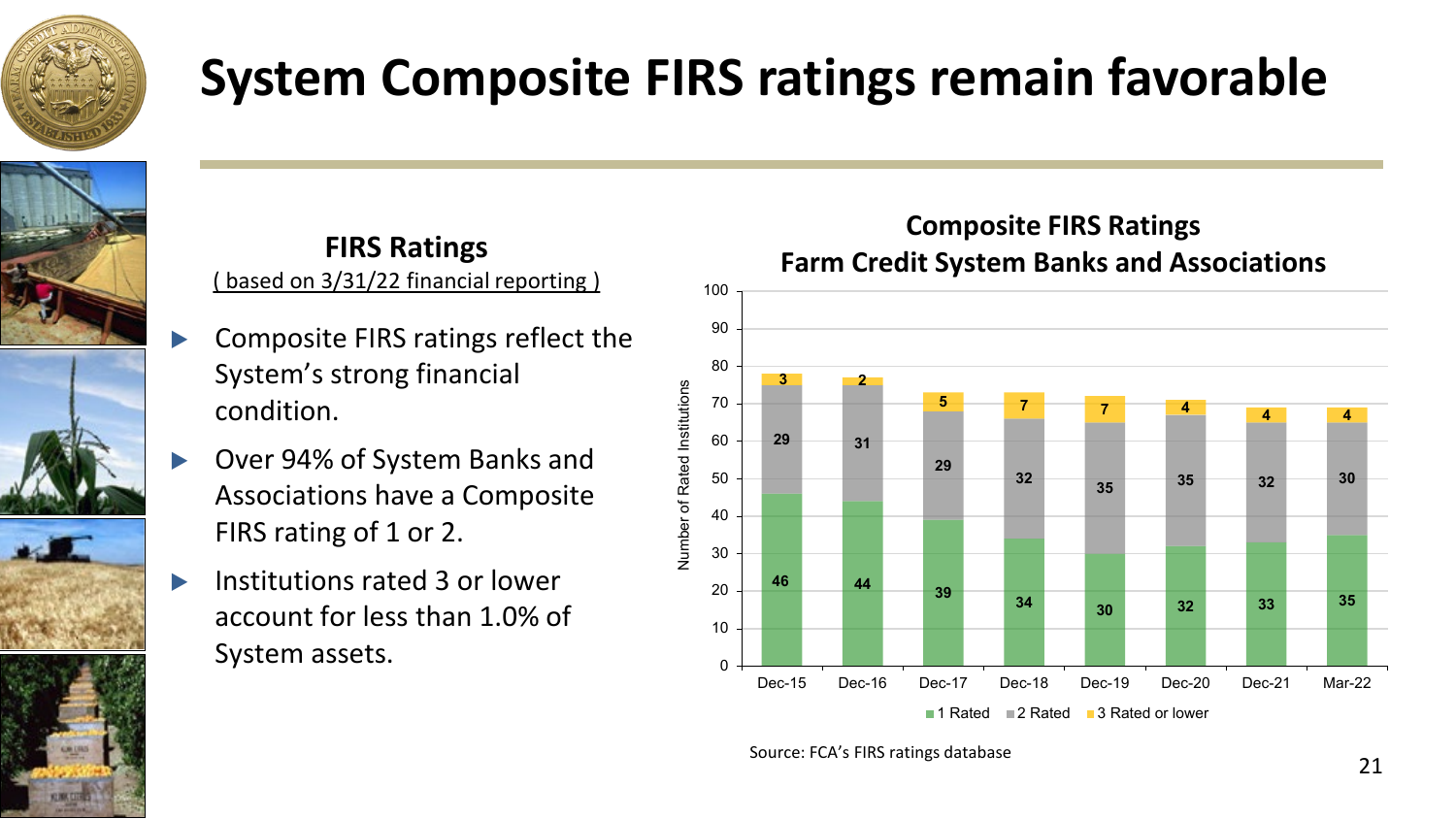# System Composite FIRS ratings remain favorable

**FIRS Ratings**

( based on 3/31/22 financial reporting )

- Composite FIRS ratings reflect the System's strong financial condition.
- Over 94% of System Banks and Associations have a Composite FIRS rating of 1 or 2.
- Institutions rated 3 or lower account for less than 1.0% of System assets.

**Composite FIRS Ratings**
**Farm Credit System Banks and Associations**

| | Dec-15 | Dec-16 | Dec-17 | Dec-18 | Dec-19 | Dec-20 | Dec-21 | Mar-22 |
|---|---|---|---|---|---|---|---|---|
| 1 Rated | 46 | 44 | 39 | 34 | 30 | 32 | 33 | 35 |
| 2 Rated | 29 | 31 | 29 | 32 | 35 | 35 | 32 | 30 |
| 3 Rated or lower | 3 | 2 | 5 | 7 | 7 | 4 | 4 | 4 |

Number of Rated Institutions

Source: FCA's FIRS ratings database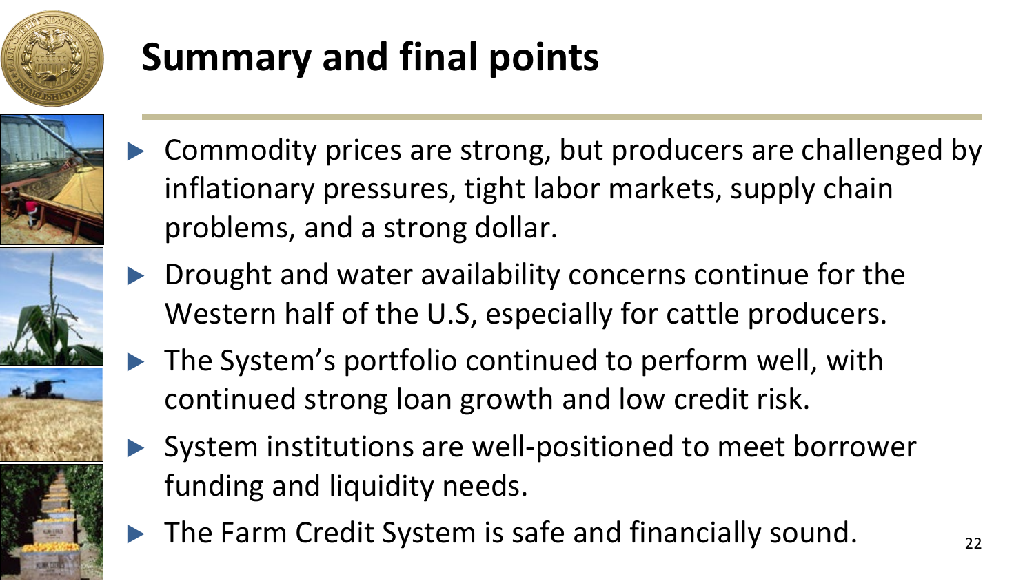# Summary and final points

- Commodity prices are strong, but producers are challenged by inflationary pressures, tight labor markets, supply chain problems, and a strong dollar.
- Drought and water availability concerns continue for the Western half of the U.S, especially for cattle producers.
- The System's portfolio continued to perform well, with continued strong loan growth and low credit risk.
- System institutions are well-positioned to meet borrower funding and liquidity needs.
- The Farm Credit System is safe and financially sound.